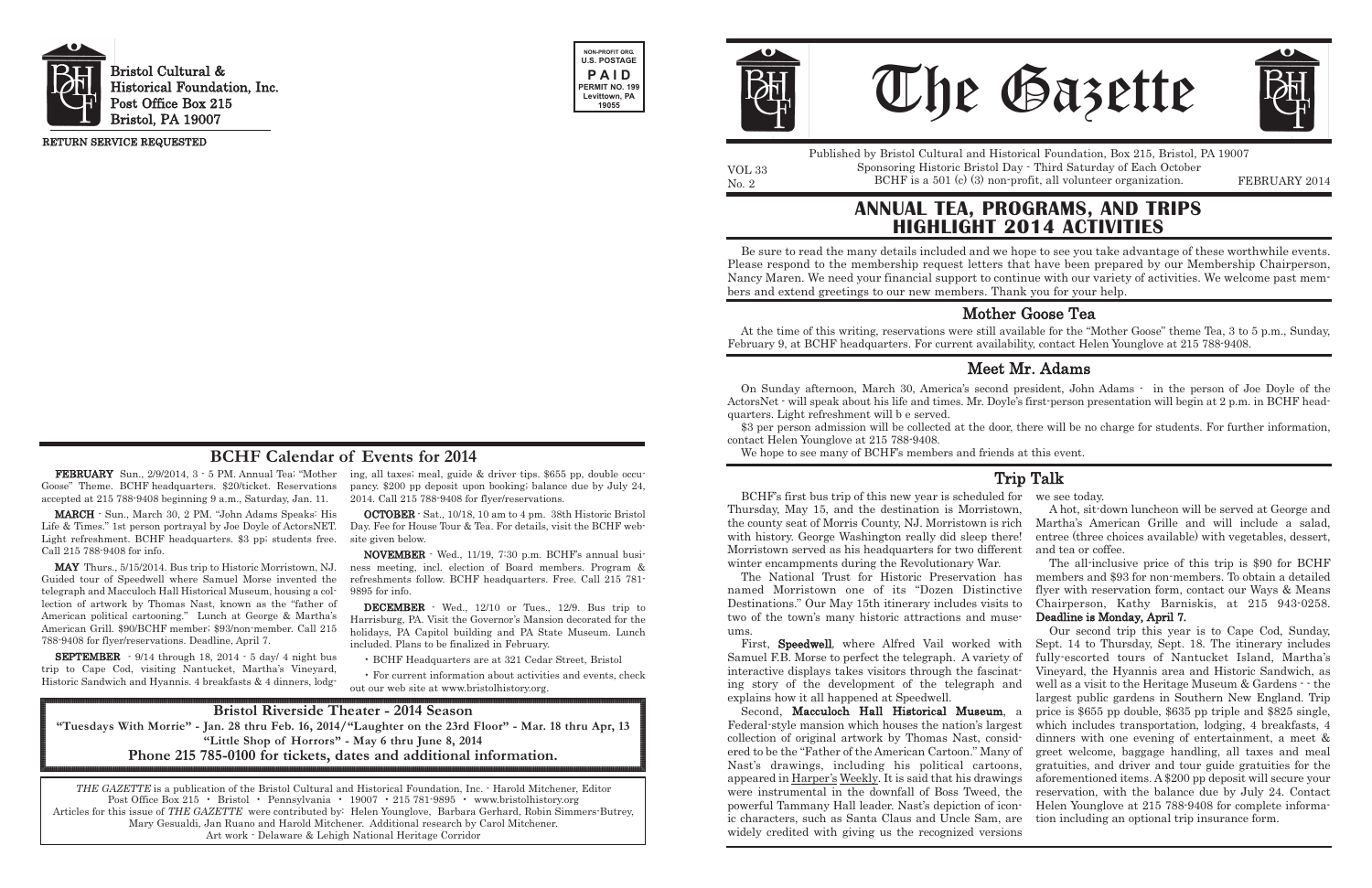Bristol Cultural & Historical Foundation, Inc.
Post Office Box 215
Bristol, PA 19007

RETURN SERVICE REQUESTED

NON-PROFIT ORG.
U.S. POSTAGE
PAID
PERMIT NO. 199
Levittown, PA
19055

## BCHF Calendar of Events for 2014

**FEBRUARY** Sun., 2/9/2014, 3 - 5 PM. Annual Tea; "Mother Goose" Theme. BCHF headquarters. $20/ticket. Reservations accepted at 215 788-9408 beginning 9 a.m., Saturday, Jan. 11.

**MARCH** - Sun., March 30, 2 PM. "John Adams Speaks: His Life & Times." 1st person portrayal by Joe Doyle of ActorsNET. Light refreshment. BCHF headquarters. $3 pp; students free. Call 215 788-9408 for info.

**MAY** Thurs., 5/15/2014. Bus trip to Historic Morristown, NJ. Guided tour of Speedwell where Samuel Morse invented the telegraph and Macculoch Hall Historical Museum, housing a collection of artwork by Thomas Nast, known as the "father of American political cartooning." Lunch at George & Martha's American Grill. $90/BCHF member; $93/non-member. Call 215 788-9408 for flyer/reservations. Deadline, April 7.

**SEPTEMBER** - 9/14 through 18, 2014 - 5 day/ 4 night bus trip to Cape Cod, visiting Nantucket, Martha's Vineyard, Historic Sandwich and Hyannis. 4 breakfasts & 4 dinners, lodging, all taxes; meal, guide & driver tips. $655 pp, double occupancy. $200 pp deposit upon booking; balance due by July 24, 2014. Call 215 788-9408 for flyer/reservations.

**OCTOBER** - Sat., 10/18, 10 am to 4 pm. 38th Historic Bristol Day. Fee for House Tour & Tea. For details, visit the BCHF website given below.

**NOVEMBER** - Wed., 11/19, 7:30 p.m. BCHF's annual business meeting, incl. election of Board members. Program & refreshments follow. BCHF headquarters. Free. Call 215 781-9895 for info.

**DECEMBER** - Wed., 12/10 or Tues., 12/9. Bus trip to Harrisburg, PA. Visit the Governor's Mansion decorated for the holidays, PA Capitol building and PA State Museum. Lunch included. Plans to be finalized in February.

- BCHF Headquarters are at 321 Cedar Street, Bristol
- For current information about activities and events, check out our web site at www.bristolhistory.org.

**Bristol Riverside Theater - 2014 Season**

**"Tuesdays With Morrie" - Jan. 28 thru Feb. 16, 2014/"Laughter on the 23rd Floor" - Mar. 18 thru Apr, 13**
**"Little Shop of Horrors" - May 6 thru June 8, 2014**
**Phone 215 785-0100 for tickets, dates and additional information.**

*THE GAZETTE* is a publication of the Bristol Cultural and Historical Foundation, Inc. - Harold Mitchener, Editor
Post Office Box 215 • Bristol • Pennsylvania • 19007 • 215 781-9895 • www.bristolhistory.org
Articles for this issue of *THE GAZETTE* were contributed by: Helen Younglove, Barbara Gerhard, Robin Simmers-Butrey, Mary Gesualdi, Jan Ruano and Harold Mitchener. Additional research by Carol Mitchener.
Art work - Delaware & Lehigh National Heritage Corridor

# The Gazette

Published by Bristol Cultural and Historical Foundation, Box 215, Bristol, PA 19007
Sponsoring Historic Bristol Day - Third Saturday of Each October
BCHF is a 501 (c) (3) non-profit, all volunteer organization.

VOL 33
No. 2

FEBRUARY 2014

# ANNUAL TEA, PROGRAMS, AND TRIPS HIGHLIGHT 2014 ACTIVITIES

Be sure to read the many details included and we hope to see you take advantage of these worthwhile events. Please respond to the membership request letters that have been prepared by our Membership Chairperson, Nancy Maren. We need your financial support to continue with our variety of activities. We welcome past members and extend greetings to our new members. Thank you for your help.

## Mother Goose Tea

At the time of this writing, reservations were still available for the "Mother Goose" theme Tea, 3 to 5 p.m., Sunday, February 9, at BCHF headquarters. For current availability, contact Helen Younglove at 215 788-9408.

## Meet Mr. Adams

On Sunday afternoon, March 30, America's second president, John Adams - in the person of Joe Doyle of the ActorsNet - will speak about his life and times. Mr. Doyle's first-person presentation will begin at 2 p.m. in BCHF headquarters. Light refreshment will b e served.

$3 per person admission will be collected at the door, there will be no charge for students. For further information, contact Helen Younglove at 215 788-9408.

We hope to see many of BCHF's members and friends at this event.

## Trip Talk

BCHF's first bus trip of this new year is scheduled for Thursday, May 15, and the destination is Morristown, the county seat of Morris County, NJ. Morristown is rich with history. George Washington really did sleep there! Morristown served as his headquarters for two different winter encampments during the Revolutionary War.

The National Trust for Historic Preservation has named Morristown one of its "Dozen Distinctive Destinations." Our May 15th itinerary includes visits to two of the town's many historic attractions and museums.

First, **Speedwell**, where Alfred Vail worked with Samuel F.B. Morse to perfect the telegraph. A variety of interactive displays takes visitors through the fascinating story of the development of the telegraph and explains how it all happened at Speedwell.

Second, **Macculoch Hall Historical Museum**, a Federal-style mansion which houses the nation's largest collection of original artwork by Thomas Nast, considered to be the "Father of the American Cartoon." Many of Nast's drawings, including his political cartoons, appeared in Harper's Weekly. It is said that his drawings were instrumental in the downfall of Boss Tweed, the powerful Tammany Hall leader. Nast's depiction of iconic characters, such as Santa Claus and Uncle Sam, are widely credited with giving us the recognized versions we see today.

A hot, sit-down luncheon will be served at George and Martha's American Grille and will include a salad, entree (three choices available) with vegetables, dessert, and tea or coffee.

The all-inclusive price of this trip is $90 for BCHF members and $93 for non-members. To obtain a detailed flyer with reservation form, contact our Ways & Means Chairperson, Kathy Barniskis, at 215 943-0258. **Deadline is Monday, April 7.**

Our second trip this year is to Cape Cod, Sunday, Sept. 14 to Thursday, Sept. 18. The itinerary includes fully-escorted tours of Nantucket Island, Martha's Vineyard, the Hyannis area and Historic Sandwich, as well as a visit to the Heritage Museum & Gardens - - the largest public gardens in Southern New England. Trip price is $655 pp double, $635 pp triple and $825 single, which includes transportation, lodging, 4 breakfasts, 4 dinners with one evening of entertainment, a meet & greet welcome, baggage handling, all taxes and meal gratuities, and driver and tour guide gratuities for the aforementioned items. A $200 pp deposit will secure your reservation, with the balance due by July 24. Contact Helen Younglove at 215 788-9408 for complete information including an optional trip insurance form.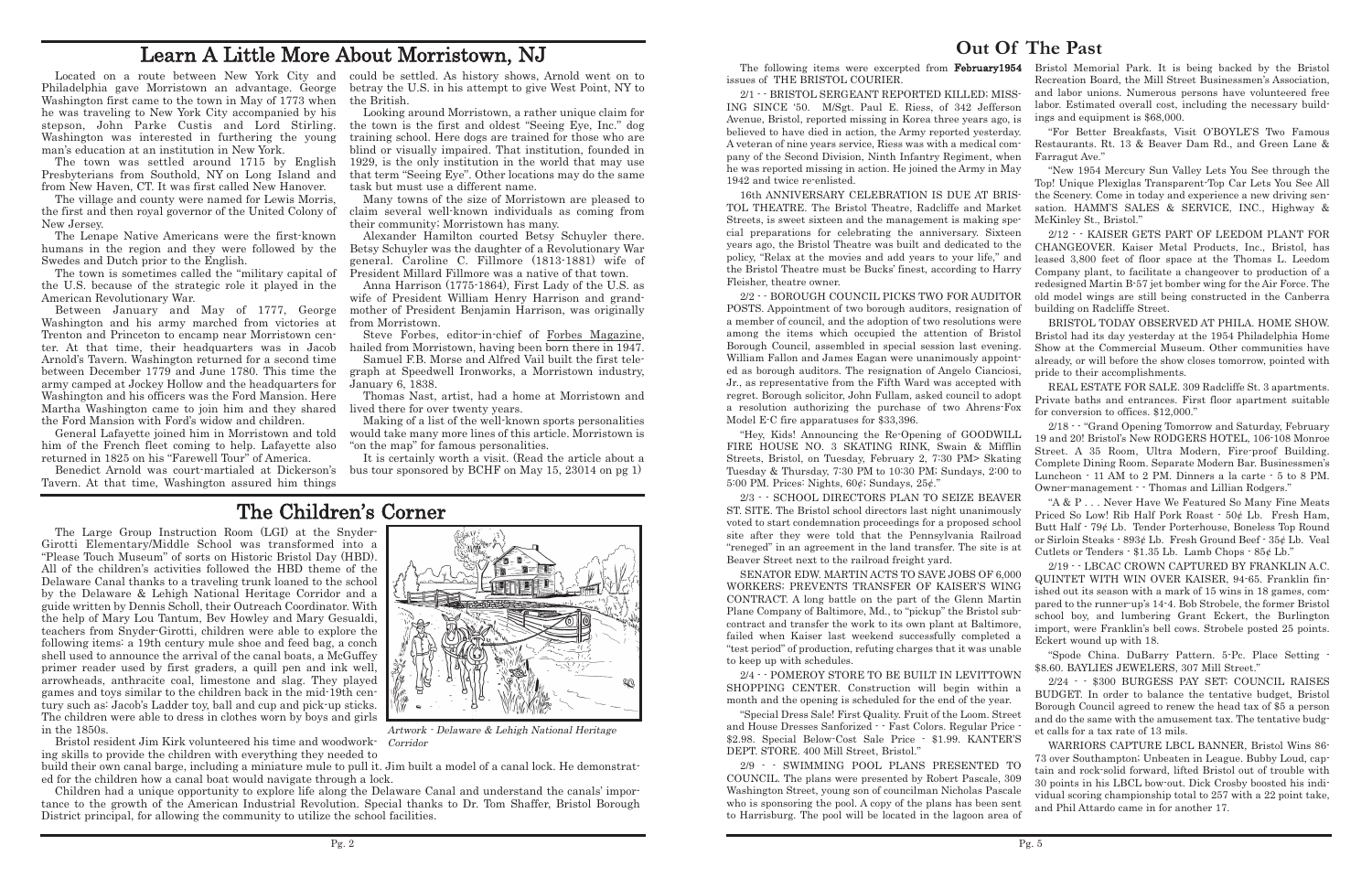# Learn A Little More About Morristown, NJ

Located on a route between New York City and Philadelphia gave Morristown an advantage. George Washington first came to the town in May of 1773 when he was traveling to New York City accompanied by his stepson, John Parke Custis and Lord Stirling. Washington was interested in furthering the young man's education at an institution in New York.

The town was settled around 1715 by English Presbyterians from Southold, NY on Long Island and from New Haven, CT. It was first called New Hanover.

The village and county were named for Lewis Morris, the first and then royal governor of the United Colony of New Jersey.

The Lenape Native Americans were the first-known humans in the region and they were followed by the Swedes and Dutch prior to the English.

The town is sometimes called the "military capital of the U.S. because of the strategic role it played in the American Revolutionary War.

Between January and May of 1777, George Washington and his army marched from victories at Trenton and Princeton to encamp near Morristown center. At that time, their headquarters was in Jacob Arnold's Tavern. Washington returned for a second time between December 1779 and June 1780. This time the army camped at Jockey Hollow and the headquarters for Washington and his officers was the Ford Mansion. Here Martha Washington came to join him and they shared the Ford Mansion with Ford's widow and children.

General Lafayette joined him in Morristown and told him of the French fleet coming to help. Lafayette also returned in 1825 on his "Farewell Tour" of America.

Benedict Arnold was court-martialed at Dickerson's Tavern. At that time, Washington assured him things could be settled. As history shows, Arnold went on to betray the U.S. in his attempt to give West Point, NY to the British.

Looking around Morristown, a rather unique claim for the town is the first and oldest "Seeing Eye, Inc." dog training school. Here dogs are trained for those who are blind or visually impaired. That institution, founded in 1929, is the only institution in the world that may use that term "Seeing Eye". Other locations may do the same task but must use a different name.

Many towns of the size of Morristown are pleased to claim several well-known individuals as coming from their community; Morristown has many.

Alexander Hamilton courted Betsy Schuyler there. Betsy Schuyler was the daughter of a Revolutionary War general. Caroline C. Fillmore (1813-1881) wife of President Millard Fillmore was a native of that town.

Anna Harrison (1775-1864), First Lady of the U.S. as wife of President William Henry Harrison and grandmother of President Benjamin Harrison, was originally from Morristown.

Steve Forbes, editor-in-chief of Forbes Magazine, hailed from Morristown, having been born there in 1947.

Samuel F.B. Morse and Alfred Vail built the first telegraph at Speedwell Ironworks, a Morristown industry, January 6, 1838.

Thomas Nast, artist, had a home at Morristown and lived there for over twenty years.

Making of a list of the well-known sports personalities would take many more lines of this article. Morristown is "on the map" for famous personalities.

It is certainly worth a visit. (Read the article about a bus tour sponsored by BCHF on May 15, 23014 on pg 1)

# The Children's Corner

The Large Group Instruction Room (LGI) at the Snyder-Girotti Elementary/Middle School was transformed into a "Please Touch Museum" of sorts on Historic Bristol Day (HBD). All of the children's activities followed the HBD theme of the Delaware Canal thanks to a traveling trunk loaned to the school by the Delaware & Lehigh National Heritage Corridor and a guide written by Dennis Scholl, their Outreach Coordinator. With the help of Mary Lou Tantum, Bev Howley and Mary Gesualdi, teachers from Snyder-Girotti, children were able to explore the following items: a 19th century mule shoe and feed bag, a conch shell used to announce the arrival of the canal boats, a McGuffey primer reader used by first graders, a quill pen and ink well, arrowheads, anthracite coal, limestone and slag. They played games and toys similar to the children back in the mid-19th century such as: Jacob's Ladder toy, ball and cup and pick-up sticks. The children were able to dress in clothes worn by boys and girls in the 1850s.

*Artwork - Delaware & Lehigh National Heritage Corridor*

Bristol resident Jim Kirk volunteered his time and woodworking skills to provide the children with everything they needed to build their own canal barge, including a miniature mule to pull it. Jim built a model of a canal lock. He demonstrated for the children how a canal boat would navigate through a lock.

Children had a unique opportunity to explore life along the Delaware Canal and understand the canals' importance to the growth of the American Industrial Revolution. Special thanks to Dr. Tom Shaffer, Bristol Borough District principal, for allowing the community to utilize the school facilities.

# Out Of The Past

The following items were excerpted from **February1954** issues of THE BRISTOL COURIER.

2/1 - - BRISTOL SERGEANT REPORTED KILLED; MISSING SINCE '50. M/Sgt. Paul E. Riess, of 342 Jefferson Avenue, Bristol, reported missing in Korea three years ago, is believed to have died in action, the Army reported yesterday. A veteran of nine years service, Riess was with a medical company of the Second Division, Ninth Infantry Regiment, when he was reported missing in action. He joined the Army in May 1942 and twice re-enlisted.

16th ANNIVERSARY CELEBRATION IS DUE AT BRISTOL THEATRE. The Bristol Theatre, Radcliffe and Market Streets, is sweet sixteen and the management is making special preparations for celebrating the anniversary. Sixteen years ago, the Bristol Theatre was built and dedicated to the policy, "Relax at the movies and add years to your life," and the Bristol Theatre must be Bucks' finest, according to Harry Fleisher, theatre owner.

2/2 - - BOROUGH COUNCIL PICKS TWO FOR AUDITOR POSTS. Appointment of two borough auditors, resignation of a member of council, and the adoption of two resolutions were among the items which occupied the attention of Bristol Borough Council, assembled in special session last evening. William Fallon and James Eagan were unanimously appointed as borough auditors. The resignation of Angelo Cianciosi, Jr., as representative from the Fifth Ward was accepted with regret. Borough solicitor, John Fullam, asked council to adopt a resolution authorizing the purchase of two Ahrens-Fox Model E-C fire apparatuses for $33,396.

"Hey, Kids! Announcing the Re-Opening of GOODWILL FIRE HOUSE NO. 3 SKATING RINK, Swain & Mifflin Streets, Bristol, on Tuesday, February 2, 7:30 PM> Skating Tuesday & Thursday, 7:30 PM to 10:30 PM; Sundays, 2:00 to 5:00 PM. Prices: Nights, 60¢; Sundays, 25¢."

2/3 - - SCHOOL DIRECTORS PLAN TO SEIZE BEAVER ST. SITE. The Bristol school directors last night unanimously voted to start condemnation proceedings for a proposed school site after they were told that the Pennsylvania Railroad "reneged" in an agreement in the land transfer. The site is at Beaver Street next to the railroad freight yard.

SENATOR EDW. MARTIN ACTS TO SAVE JOBS OF 6,000 WORKERS; PREVENTS TRANSFER OF KAISER'S WING CONTRACT. A long battle on the part of the Glenn Martin Plane Company of Baltimore, Md., to "pickup" the Bristol subcontract and transfer the work to its own plant at Baltimore, failed when Kaiser last weekend successfully completed a "test period" of production, refuting charges that it was unable to keep up with schedules.

2/4 - - POMEROY STORE TO BE BUILT IN LEVITTOWN SHOPPING CENTER. Construction will begin within a month and the opening is scheduled for the end of the year.

"Special Dress Sale! First Quality. Fruit of the Loom. Street and House Dresses Sanforized - - Fast Colors. Regular Price - $2.98. Special Below-Cost Sale Price - $1.99. KANTER'S DEPT. STORE. 400 Mill Street, Bristol."

2/9 - - SWIMMING POOL PLANS PRESENTED TO COUNCIL. The plans were presented by Robert Pascale, 309 Washington Street, young son of councilman Nicholas Pascale who is sponsoring the pool. A copy of the plans has been sent to Harrisburg. The pool will be located in the lagoon area of Bristol Memorial Park. It is being backed by the Bristol Recreation Board, the Mill Street Businessmen's Association, and labor unions. Numerous persons have volunteered free labor. Estimated overall cost, including the necessary buildings and equipment is $68,000.

"For Better Breakfasts, Visit O'BOYLE'S Two Famous Restaurants. Rt. 13 & Beaver Dam Rd., and Green Lane & Farragut Ave."

"New 1954 Mercury Sun Valley Lets You See through the Top! Unique Plexiglas Transparent-Top Car Lets You See All the Scenery. Come in today and experience a new driving sensation. HAMM'S SALES & SERVICE, INC., Highway & McKinley St., Bristol."

2/12 - - KAISER GETS PART OF LEEDOM PLANT FOR CHANGEOVER. Kaiser Metal Products, Inc., Bristol, has leased 3,800 feet of floor space at the Thomas L. Leedom Company plant, to facilitate a changeover to production of a redesigned Martin B-57 jet bomber wing for the Air Force. The old model wings are still being constructed in the Canberra building on Radcliffe Street.

BRISTOL TODAY OBSERVED AT PHILA. HOME SHOW. Bristol had its day yesterday at the 1954 Philadelphia Home Show at the Commercial Museum. Other communities have already, or will before the show closes tomorrow, pointed with pride to their accomplishments.

REAL ESTATE FOR SALE. 309 Radcliffe St. 3 apartments. Private baths and entrances. First floor apartment suitable for conversion to offices. $12,000."

2/18 - - "Grand Opening Tomorrow and Saturday, February 19 and 20! Bristol's New RODGERS HOTEL, 106-108 Monroe Street. A 35 Room, Ultra Modern, Fire-proof Building. Complete Dining Room. Separate Modern Bar. Businessmen's Luncheon - 11 AM to 2 PM. Dinners a la carte - 5 to 8 PM. Owner-management - - Thomas and Lillian Rodgers."

"A & P . . . Never Have We Featured So Many Fine Meats Priced So Low! Rib Half Pork Roast - 50¢ Lb. Fresh Ham, Butt Half - 79¢ Lb. Tender Porterhouse, Boneless Top Round or Sirloin Steaks - 893¢ Lb. Fresh Ground Beef - 35¢ Lb. Veal Cutlets or Tenders - $1.35 Lb. Lamb Chops - 85¢ Lb."

2/19 - - LBCAC CROWN CAPTURED BY FRANKLIN A.C. QUINTET WITH WIN OVER KAISER, 94-65. Franklin finished out its season with a mark of 15 wins in 18 games, compared to the runner-up's 14-4. Bob Strobele, the former Bristol school boy, and lumbering Grant Eckert, the Burlington import, were Franklin's bell cows. Strobele posted 25 points. Eckert wound up with 18.

"Spode China. DuBarry Pattern. 5-Pc. Place Setting - $8.60. BAYLIES JEWELERS, 307 Mill Street."

2/24 - - $300 BURGESS PAY SET; COUNCIL RAISES BUDGET. In order to balance the tentative budget, Bristol Borough Council agreed to renew the head tax of $5 a person and do the same with the amusement tax. The tentative budget calls for a tax rate of 13 mils.

WARRIORS CAPTURE LBCL BANNER, Bristol Wins 86-73 over Southampton; Unbeaten in League. Bubby Loud, captain and rock-solid forward, lifted Bristol out of trouble with 30 points in his LBCL bow-out. Dick Crosby boosted his individual scoring championship total to 257 with a 22 point take, and Phil Attardo came in for another 17.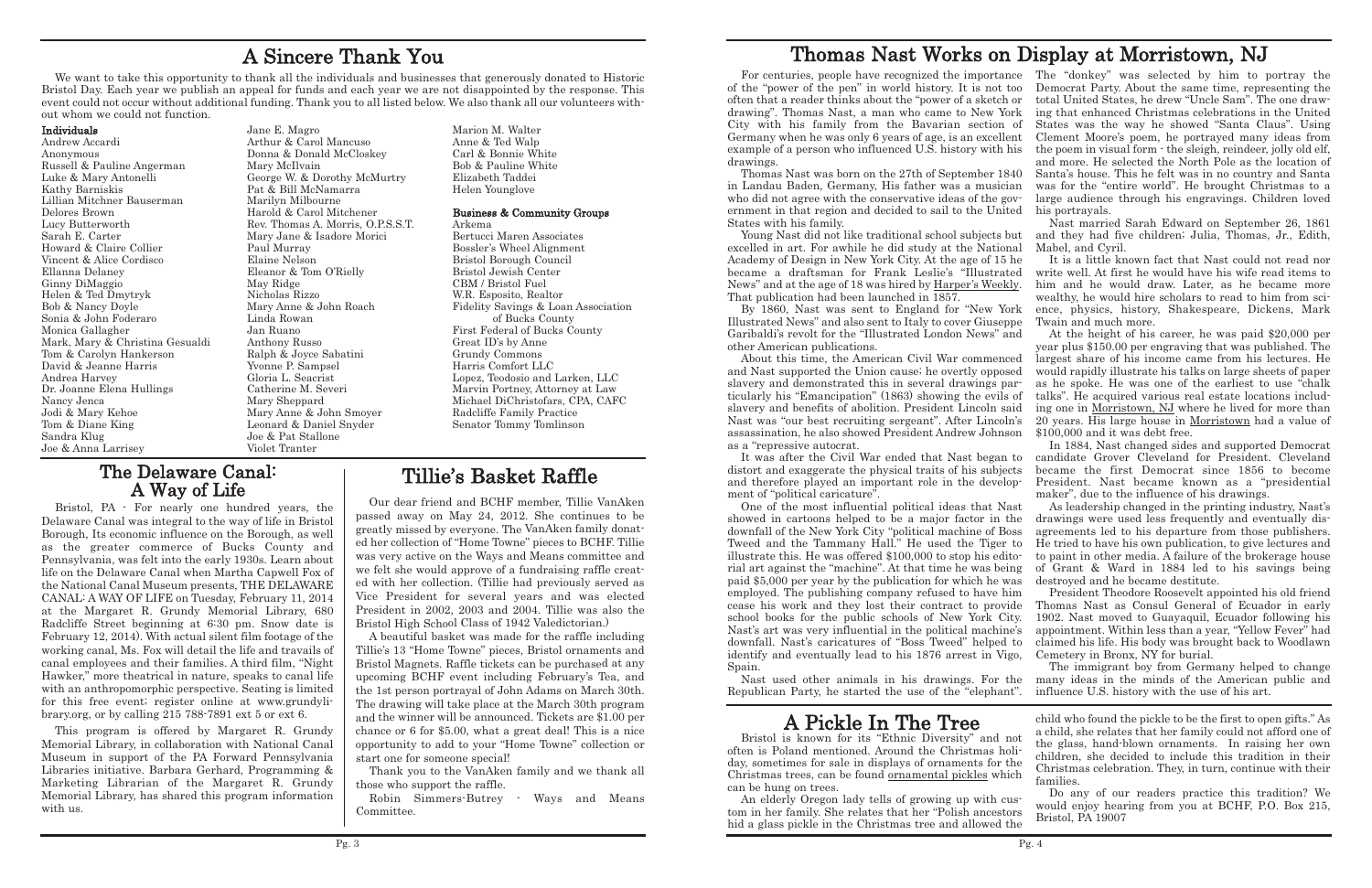# A Sincere Thank You

We want to take this opportunity to thank all the individuals and businesses that generously donated to Historic Bristol Day. Each year we publish an appeal for funds and each year we are not disappointed by the response. This event could not occur without additional funding. Thank you to all listed below. We also thank all our volunteers without whom we could not function.

### Individuals

Andrew Accardi
Anonymous
Russell & Pauline Angerman
Luke & Mary Antonelli
Kathy Barniskis
Lillian Mitchner Bauserman
Delores Brown
Lucy Butterworth
Sarah E. Carter
Howard & Claire Collier
Vincent & Alice Cordisco
Ellanna Delaney
Ginny DiMaggio
Helen & Ted Dmytryk
Bob & Nancy Doyle
Sonia & John Foderaro
Monica Gallagher
Mark, Mary & Christina Gesualdi
Tom & Carolyn Hankerson
David & Jeanne Harris
Andrea Harvey
Dr. Joanne Elena Hullings
Nancy Jenca
Jodi & Mary Kehoe
Tom & Diane King
Sandra Klug
Joe & Anna Larrisey
Jane E. Magro
Arthur & Carol Mancuso
Donna & Donald McCloskey
Mary McIlvain
George W. & Dorothy McMurtry
Pat & Bill McNamarra
Marilyn Milbourne
Harold & Carol Mitchener
Rev. Thomas A. Morris, O.P.S.S.T.
Mary Jane & Isadore Morici
Paul Murray
Elaine Nelson
Eleanor & Tom O'Rielly
May Ridge
Nicholas Rizzo
Mary Anne & John Roach
Linda Rowan
Jan Ruano
Anthony Russo
Ralph & Joyce Sabatini
Yvonne P. Sampsel
Gloria L. Seacrist
Catherine M. Severi
Mary Sheppard
Mary Anne & John Smoyer
Leonard & Daniel Snyder
Joe & Pat Stallone
Violet Tranter
Marion M. Walter
Anne & Ted Walp
Carl & Bonnie White
Bob & Pauline White
Elizabeth Taddei
Helen Younglove

### Business & Community Groups

Arkema
Bertucci Maren Associates
Bossler's Wheel Alignment
Bristol Borough Council
Bristol Jewish Center
CBM / Bristol Fuel
W.R. Esposito, Realtor
Fidelity Savings & Loan Association of Bucks County
First Federal of Bucks County
Great ID's by Anne
Grundy Commons
Harris Comfort LLC
Lopez, Teodosio and Larken, LLC
Marvin Portney, Attorney at Law
Michael DiChristofars, CPA, CAFC
Radcliffe Family Practice
Senator Tommy Tomlinson

# The Delaware Canal: A Way of Life

Bristol, PA - For nearly one hundred years, the Delaware Canal was integral to the way of life in Bristol Borough, Its economic influence on the Borough, as well as the greater commerce of Bucks County and Pennsylvania, was felt into the early 1930s. Learn about life on the Delaware Canal when Martha Capwell Fox of the National Canal Museum presents, THE DELAWARE CANAL: A WAY OF LIFE on Tuesday, February 11, 2014 at the Margaret R. Grundy Memorial Library, 680 Radcliffe Street beginning at 6:30 pm. Snow date is February 12, 2014). With actual silent film footage of the working canal, Ms. Fox will detail the life and travails of canal employees and their families. A third film, "Night Hawker," more theatrical in nature, speaks to canal life with an anthropomorphic perspective. Seating is limited for this free event; register online at www.grundylibrary.org, or by calling 215 788-7891 ext 5 or ext 6.

This program is offered by Margaret R. Grundy Memorial Library, in collaboration with National Canal Museum in support of the PA Forward Pennsylvania Libraries initiative. Barbara Gerhard, Programming & Marketing Librarian of the Margaret R. Grundy Memorial Library, has shared this program information with us.

# Tillie's Basket Raffle

Our dear friend and BCHF member, Tillie VanAken passed away on May 24, 2012. She continues to be greatly missed by everyone. The VanAken family donated her collection of "Home Towne" pieces to BCHF. Tillie was very active on the Ways and Means committee and we felt she would approve of a fundraising raffle created with her collection. (Tillie had previously served as Vice President for several years and was elected President in 2002, 2003 and 2004. Tillie was also the Bristol High School Class of 1942 Valedictorian.)

A beautiful basket was made for the raffle including Tillie's 13 "Home Towne" pieces, Bristol ornaments and Bristol Magnets. Raffle tickets can be purchased at any upcoming BCHF event including February's Tea, and the 1st person portrayal of John Adams on March 30th. The drawing will take place at the March 30th program and the winner will be announced. Tickets are $1.00 per chance or 6 for $5.00, what a great deal! This is a nice opportunity to add to your "Home Towne" collection or start one for someone special!

Thank you to the VanAken family and we thank all those who support the raffle.

Robin Simmers-Butrey - Ways and Means Committee.

# Thomas Nast Works on Display at Morristown, NJ

For centuries, people have recognized the importance of the "power of the pen" in world history. It is not too often that a reader thinks about the "power of a sketch or drawing". Thomas Nast, a man who came to New York City with his family from the Bavarian section of Germany when he was only 6 years of age, is an excellent example of a person who influenced U.S. history with his drawings.

Thomas Nast was born on the 27th of September 1840 in Landau Baden, Germany, His father was a musician who did not agree with the conservative ideas of the government in that region and decided to sail to the United States with his family.

Young Nast did not like traditional school subjects but excelled in art. For awhile he did study at the National Academy of Design in New York City. At the age of 15 he became a draftsman for Frank Leslie's "Illustrated News" and at the age of 18 was hired by Harper's Weekly. That publication had been launched in 1857.

By 1860, Nast was sent to England for "New York Illustrated News" and also sent to Italy to cover Giuseppe Garibaldi's revolt for the "Illustrated London News" and other American publications.

About this time, the American Civil War commenced and Nast supported the Union cause; he overtly opposed slavery and demonstrated this in several drawings particularly his "Emancipation" (1863) showing the evils of slavery and benefits of abolition. President Lincoln said Nast was "our best recruiting sergeant". After Lincoln's assassination, he also showed President Andrew Johnson as a "repressive autocrat".

It was after the Civil War ended that Nast began to distort and exaggerate the physical traits of his subjects and therefore played an important role in the development of "political caricature".

One of the most influential political ideas that Nast showed in cartoons helped to be a major factor in the downfall of the New York City "political machine of Boss Tweed and the Tammany Hall." He used the Tiger to illustrate this. He was offered $100,000 to stop his editorial art against the "machine". At that time he was being paid $5,000 per year by the publication for which he was employed. The publishing company refused to have him cease his work and they lost their contract to provide school books for the public schools of New York City. Nast's art was very influential in the political machine's downfall. Nast's caricatures of "Boss Tweed" helped to identify and eventually lead to his 1876 arrest in Vigo, Spain.

Nast used other animals in his drawings. For the Republican Party, he started the use of the "elephant". The "donkey" was selected by him to portray the Democrat Party. About the same time, representing the total United States, he drew "Uncle Sam". The one drawing that enhanced Christmas celebrations in the United States was the way he showed "Santa Claus". Using Clement Moore's poem, he portrayed many ideas from the poem in visual form - the sleigh, reindeer, jolly old elf, and more. He selected the North Pole as the location of Santa's house. This he felt was in no country and Santa was for the "entire world". He brought Christmas to a large audience through his engravings. Children loved his portrayals.

Nast married Sarah Edward on September 26, 1861 and they had five children; Julia, Thomas, Jr., Edith, Mabel, and Cyril.

It is a little known fact that Nast could not read nor write well. At first he would have his wife read items to him and he would draw. Later, as he became more wealthy, he would hire scholars to read to him from science, physics, history, Shakespeare, Dickens, Mark Twain and much more.

At the height of his career, he was paid $20,000 per year plus $150.00 per engraving that was published. The largest share of his income came from his lectures. He would rapidly illustrate his talks on large sheets of paper as he spoke. He was one of the earliest to use "chalk talks". He acquired various real estate locations including one in Morristown, NJ where he lived for more than 20 years. His large house in Morristown had a value of $100,000 and it was debt free.

In 1884, Nast changed sides and supported Democrat candidate Grover Cleveland for President. Cleveland became the first Democrat since 1856 to become President. Nast became known as a "presidential maker", due to the influence of his drawings.

As leadership changed in the printing industry, Nast's drawings were used less frequently and eventually disagreements led to his departure from those publishers. He tried to have his own publication, to give lectures and to paint in other media. A failure of the brokerage house of Grant & Ward in 1884 led to his savings being destroyed and he became destitute.

President Theodore Roosevelt appointed his old friend Thomas Nast as Consul General of Ecuador in early 1902. Nast moved to Guayaquil, Ecuador following his appointment. Within less than a year, "Yellow Fever" had claimed his life. His body was brought back to Woodlawn Cemetery in Bronx, NY for burial.

The immigrant boy from Germany helped to change many ideas in the minds of the American public and influence U.S. history with the use of his art.

# A Pickle In The Tree

Bristol is known for its "Ethnic Diversity" and not often is Poland mentioned. Around the Christmas holiday, sometimes for sale in displays of ornaments for the Christmas trees, can be found ornamental pickles which can be hung on trees.

An elderly Oregon lady tells of growing up with custom in her family. She relates that her "Polish ancestors hid a glass pickle in the Christmas tree and allowed the child who found the pickle to be the first to open gifts." As a child, she relates that her family could not afford one of the glass, hand-blown ornaments. In raising her own children, she decided to include this tradition in their Christmas celebration. They, in turn, continue with their families.

Do any of our readers practice this tradition? We would enjoy hearing from you at BCHF, P.O. Box 215, Bristol, PA 19007